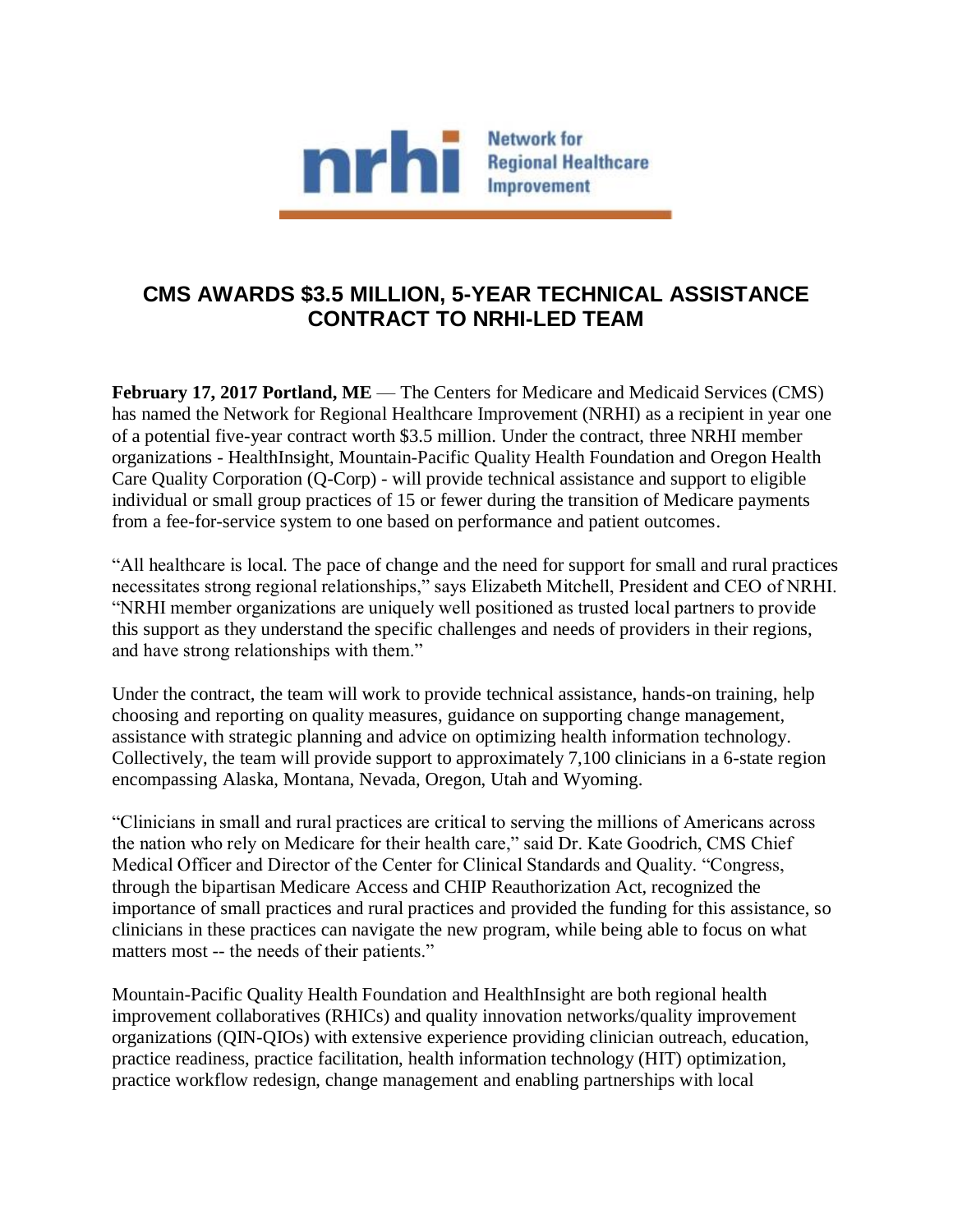nrhi Network for Regional Healthcare Improvement

# CMS AWARDS $3.5 MILLION, 5-YEAR TECHNICAL ASSISTANCE CONTRACT TO NRHI-LED TEAM

**February 17, 2017 Portland, ME** — The Centers for Medicare and Medicaid Services (CMS) has named the Network for Regional Healthcare Improvement (NRHI) as a recipient in year one of a potential five-year contract worth $3.5 million. Under the contract, three NRHI member organizations - HealthInsight, Mountain-Pacific Quality Health Foundation and Oregon Health Care Quality Corporation (Q-Corp) - will provide technical assistance and support to eligible individual or small group practices of 15 or fewer during the transition of Medicare payments from a fee-for-service system to one based on performance and patient outcomes.

"All healthcare is local. The pace of change and the need for support for small and rural practices necessitates strong regional relationships," says Elizabeth Mitchell, President and CEO of NRHI. "NRHI member organizations are uniquely well positioned as trusted local partners to provide this support as they understand the specific challenges and needs of providers in their regions, and have strong relationships with them."

Under the contract, the team will work to provide technical assistance, hands-on training, help choosing and reporting on quality measures, guidance on supporting change management, assistance with strategic planning and advice on optimizing health information technology. Collectively, the team will provide support to approximately 7,100 clinicians in a 6-state region encompassing Alaska, Montana, Nevada, Oregon, Utah and Wyoming.

"Clinicians in small and rural practices are critical to serving the millions of Americans across the nation who rely on Medicare for their health care," said Dr. Kate Goodrich, CMS Chief Medical Officer and Director of the Center for Clinical Standards and Quality. "Congress, through the bipartisan Medicare Access and CHIP Reauthorization Act, recognized the importance of small practices and rural practices and provided the funding for this assistance, so clinicians in these practices can navigate the new program, while being able to focus on what matters most -- the needs of their patients."

Mountain-Pacific Quality Health Foundation and HealthInsight are both regional health improvement collaboratives (RHICs) and quality innovation networks/quality improvement organizations (QIN-QIOs) with extensive experience providing clinician outreach, education, practice readiness, practice facilitation, health information technology (HIT) optimization, practice workflow redesign, change management and enabling partnerships with local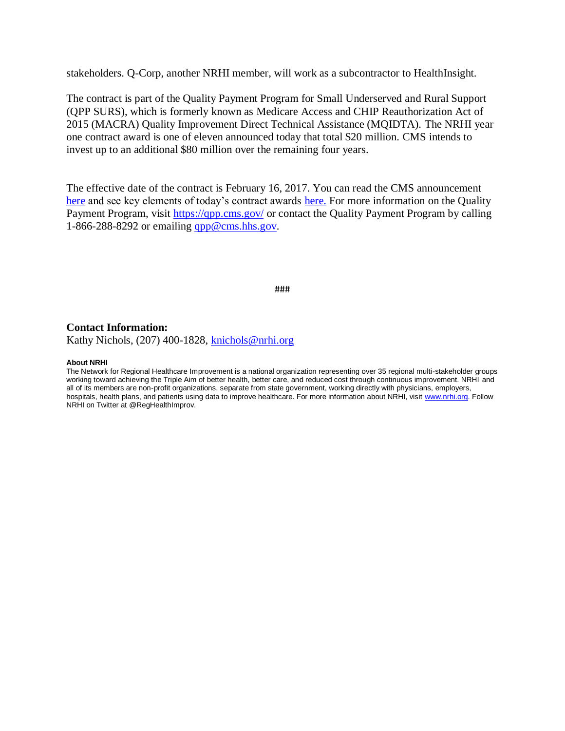stakeholders. Q-Corp, another NRHI member, will work as a subcontractor to HealthInsight.

The contract is part of the Quality Payment Program for Small Underserved and Rural Support (QPP SURS), which is formerly known as Medicare Access and CHIP Reauthorization Act of 2015 (MACRA) Quality Improvement Direct Technical Assistance (MQIDTA). The NRHI year one contract award is one of eleven announced today that total $20 million. CMS intends to invest up to an additional $80 million over the remaining four years.

The effective date of the contract is February 16, 2017. You can read the CMS announcement here and see key elements of today's contract awards here. For more information on the Quality Payment Program, visit https://qpp.cms.gov/ or contact the Quality Payment Program by calling 1-866-288-8292 or emailing qpp@cms.hhs.gov.

###

**Contact Information:**
Kathy Nichols, (207) 400-1828, knichols@nrhi.org

**About NRHI**
The Network for Regional Healthcare Improvement is a national organization representing over 35 regional multi-stakeholder groups working toward achieving the Triple Aim of better health, better care, and reduced cost through continuous improvement. NRHI and all of its members are non-profit organizations, separate from state government, working directly with physicians, employers, hospitals, health plans, and patients using data to improve healthcare. For more information about NRHI, visit www.nrhi.org. Follow NRHI on Twitter at @RegHealthImprov.